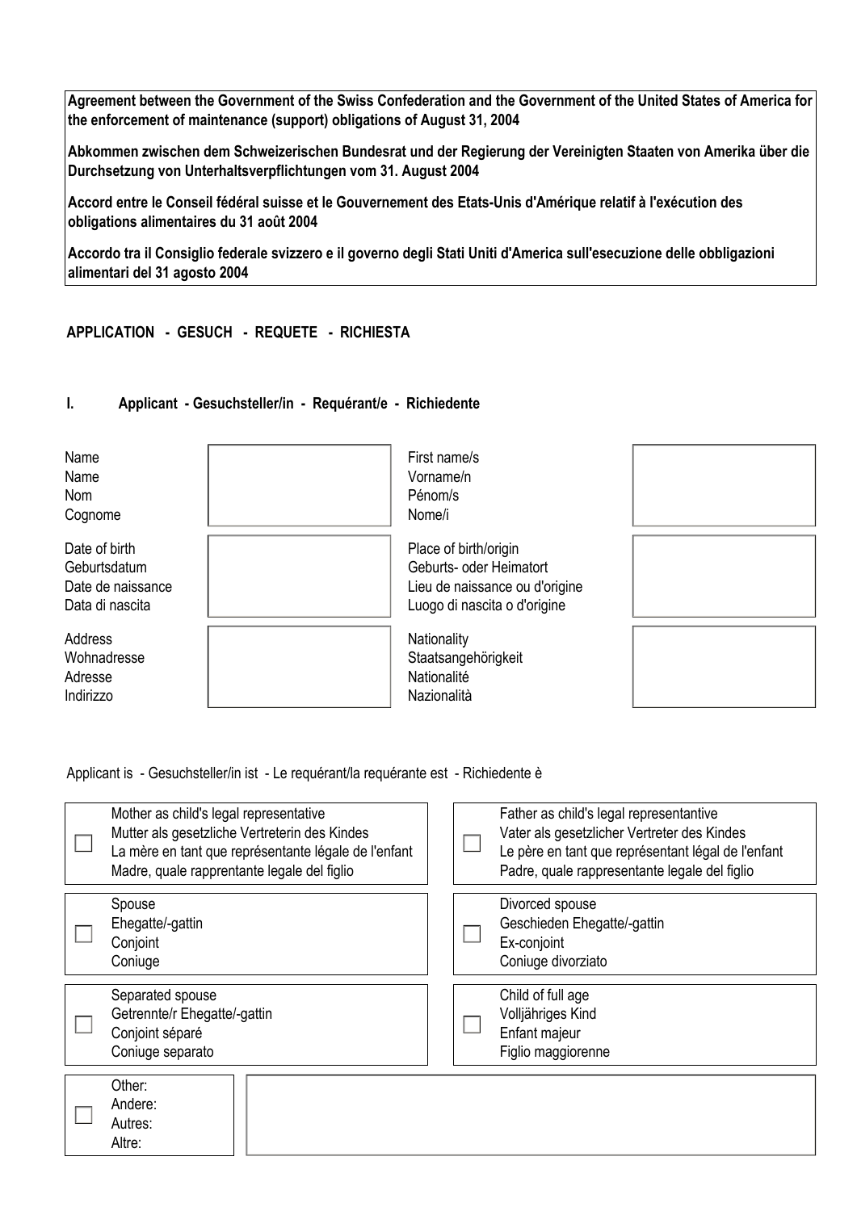**Agreement between the Government of the Swiss Confederation and the Government of the United States of America for the enforcement of maintenance (support) obligations of August 31, 2004**

**Abkommen zwischen dem Schweizerischen Bundesrat und der Regierung der Vereinigten Staaten von Amerika über die Durchsetzung von Unterhaltsverpflichtungen vom 31. August 2004**

**Accord entre le Conseil fédéral suisse et le Gouvernement des Etats-Unis d'Amérique relatif à l'exécution des obligations alimentaires du 31 août 2004**

**Accordo tra il Consiglio federale svizzero e il governo degli Stati Uniti d'America sull'esecuzione delle obbligazioni alimentari del 31 agosto 2004**

## APPLICATION - GESUCH - REQUETE - RICHIESTA

### I. Applicant - Gesuchsteller/in - Requérant/e - Richiedente

| | | | |
|---|---|---|---|
| Name<br>Name<br>Nom<br>Cognome | | First name/s<br>Vorname/n<br>Pénom/s<br>Nome/i | |
| Date of birth<br>Geburtsdatum<br>Date de naissance<br>Data di nascita | | Place of birth/origin<br>Geburts- oder Heimatort<br>Lieu de naissance ou d'origine<br>Luogo di nascita o d'origine | |
| Address<br>Wohnadresse<br>Adresse<br>Indirizzo | | Nationality<br>Staatsangehörigkeit<br>Nationalité<br>Nazionalità | |

Applicant is - Gesuchsteller/in ist - Le requérant/la requérante est - Richiedente è

| | |
|---|---|
| ☐ Mother as child's legal representative<br>Mutter als gesetzliche Vertreterin des Kindes<br>La mère en tant que représentante légale de l'enfant<br>Madre, quale rapprentante legale del figlio | ☐ Father as child's legal representantive<br>Vater als gesetzlicher Vertreter des Kindes<br>Le père en tant que représentant légal de l'enfant<br>Padre, quale rappresentante legale del figlio |
| ☐ Spouse<br>Ehegatte/-gattin<br>Conjoint<br>Coniuge | ☐ Divorced spouse<br>Geschieden Ehegatte/-gattin<br>Ex-conjoint<br>Coniuge divorziato |
| ☐ Separated spouse<br>Getrennte/r Ehegatte/-gattin<br>Conjoint séparé<br>Coniuge separato | ☐ Child of full age<br>Volljähriges Kind<br>Enfant majeur<br>Figlio maggiorenne |
| ☐ Other:<br>Andere:<br>Autres:<br>Altre: | |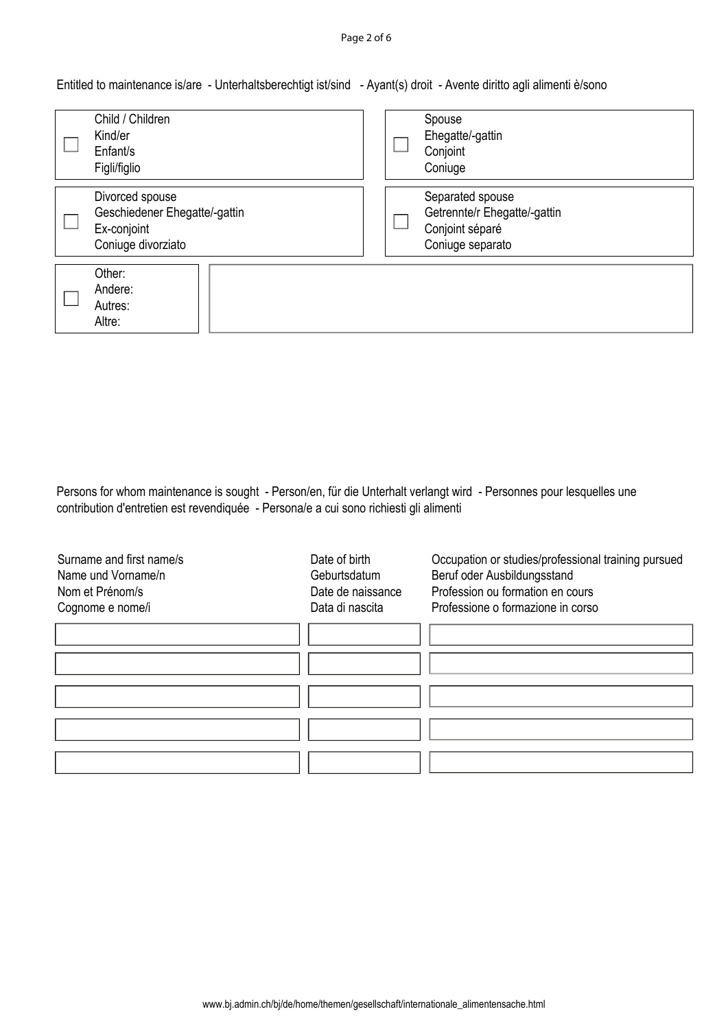Entitled to maintenance is/are - Unterhaltsberechtigt ist/sind - Ayant(s) droit - Avente diritto agli alimenti è/sono

| | |
|---|---|
| ☐ Child / Children<br>Kind/er<br>Enfant/s<br>Figli/figlio | ☐ Spouse<br>Ehegatte/-gattin<br>Conjoint<br>Coniuge |
| ☐ Divorced spouse<br>Geschiedener Ehegatte/-gattin<br>Ex-conjoint<br>Coniuge divorziato | ☐ Separated spouse<br>Getrennte/r Ehegatte/-gattin<br>Conjoint séparé<br>Coniuge separato |
| ☐ Other:<br>Andere:<br>Autres:<br>Altre: | |

Persons for whom maintenance is sought - Person/en, für die Unterhalt verlangt wird - Personnes pour lesquelles une contribution d'entretien est revendiquée - Persona/e a cui sono richiesti gli alimenti

| Surname and first name/s<br>Name und Vorname/n<br>Nom et Prénom/s<br>Cognome e nome/i | Date of birth<br>Geburtsdatum<br>Date de naissance<br>Data di nascita | Occupation or studies/professional training pursued<br>Beruf oder Ausbildungsstand<br>Profession ou formation en cours<br>Professione o formazione in corso |
|---|---|---|
| | | |
| | | |
| | | |
| | | |
| | | |

www.bj.admin.ch/bj/de/home/themen/gesellschaft/internationale_alimentensache.html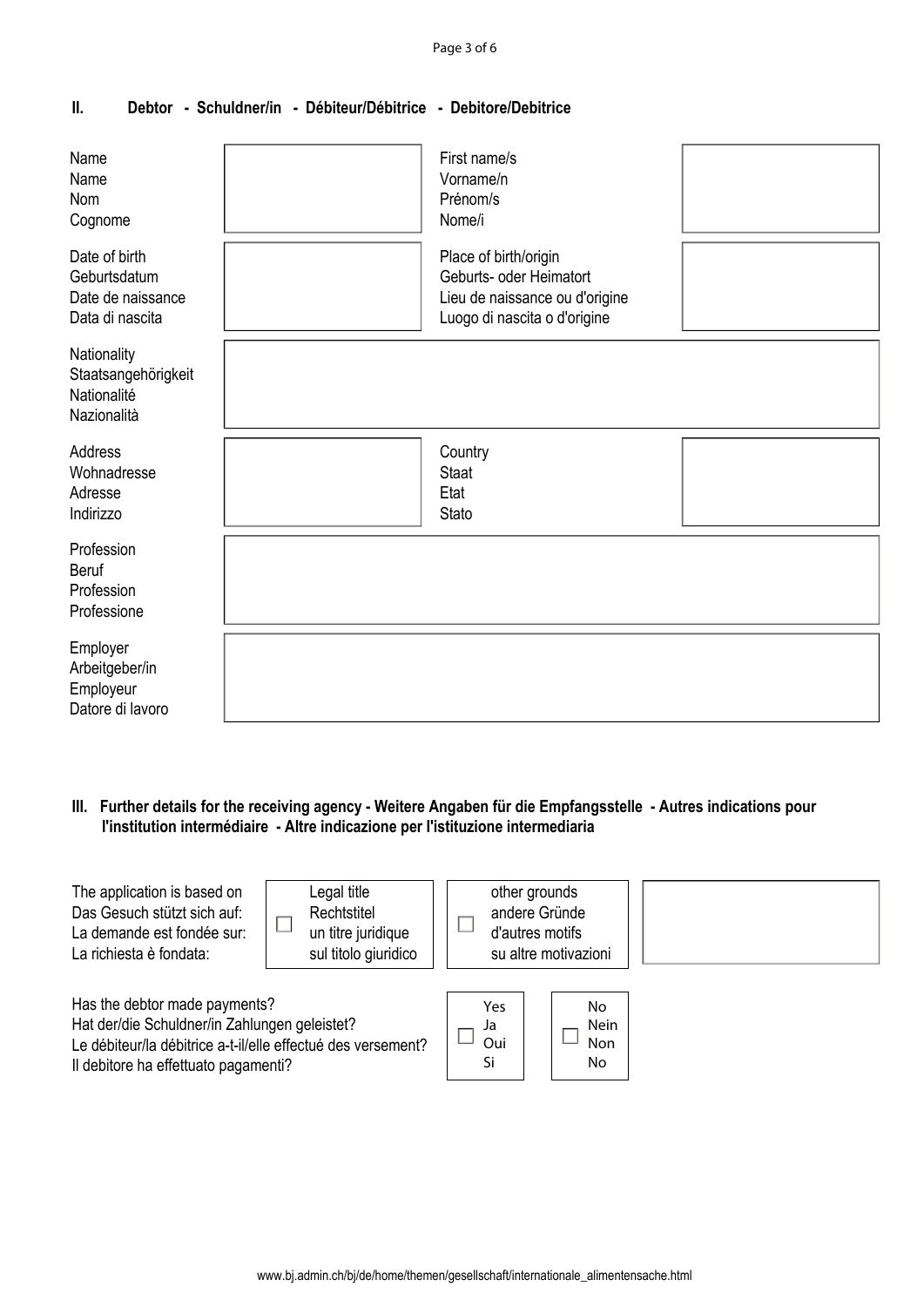## II. Debtor - Schuldner/in - Débiteur/Débitrice - Debitore/Debitrice

| | | | |
|---|---|---|---|
| Name<br>Name<br>Nom<br>Cognome | | First name/s<br>Vorname/n<br>Prénom/s<br>Nome/i | |
| Date of birth<br>Geburtsdatum<br>Date de naissance<br>Data di nascita | | Place of birth/origin<br>Geburts- oder Heimatort<br>Lieu de naissance ou d'origine<br>Luogo di nascita o d'origine | |
| Nationality<br>Staatsangehörigkeit<br>Nationalité<br>Nazionalità | | | |
| Address<br>Wohnadresse<br>Adresse<br>Indirizzo | | Country<br>Staat<br>Etat<br>Stato | |
| Profession<br>Beruf<br>Profession<br>Professione | | | |
| Employer<br>Arbeitgeber/in<br>Employeur<br>Datore di lavoro | | | |

## III. Further details for the receiving agency - Weitere Angaben für die Empfangsstelle - Autres indications pour l'institution intermédiaire - Altre indicazione per l'istituzione intermediaria

| | | | |
|---|---|---|---|
| The application is based on<br>Das Gesuch stützt sich auf:<br>La demande est fondée sur:<br>La richiesta è fondata: | ☐ Legal title<br>Rechtstitel<br>un titre juridique<br>sul titolo giuridico | ☐ other grounds<br>andere Gründe<br>d'autres motifs<br>su altre motivazioni | |

| | | |
|---|---|---|
| Has the debtor made payments?<br>Hat der/die Schuldner/in Zahlungen geleistet?<br>Le débiteur/la débitrice a-t-il/elle effectué des versement?<br>Il debitore ha effettuato pagamenti? | ☐ Yes<br>Ja<br>Oui<br>Si | ☐ No<br>Nein<br>Non<br>No |

www.bj.admin.ch/bj/de/home/themen/gesellschaft/internationale_alimentensache.html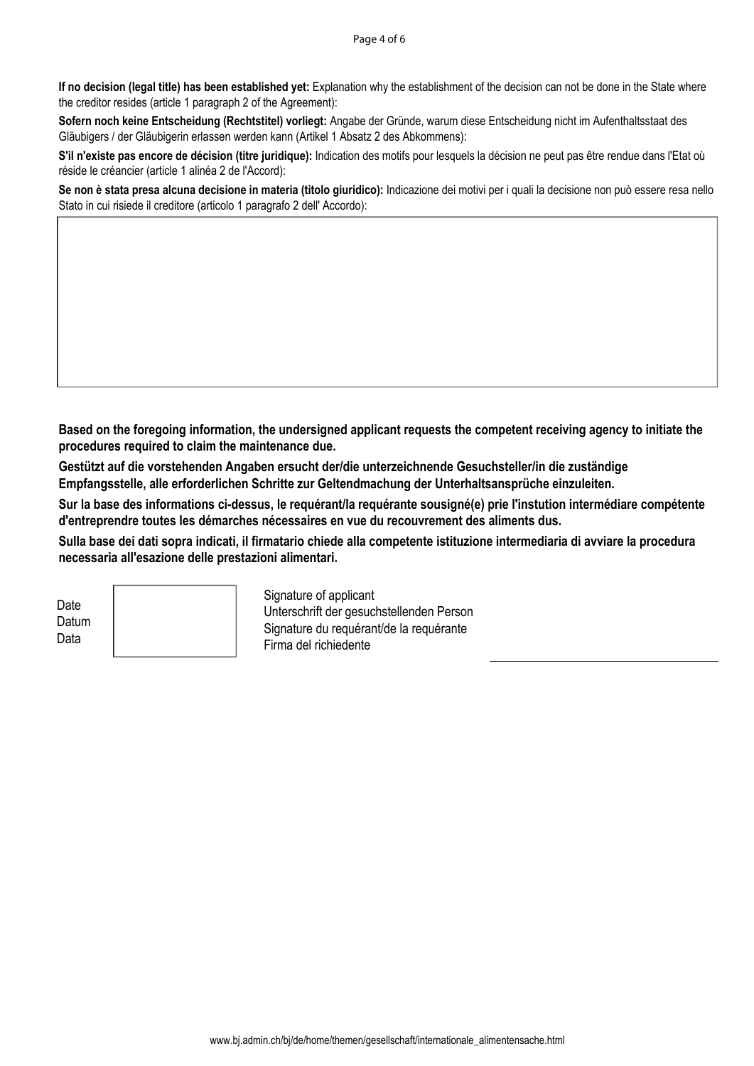**If no decision (legal title) has been established yet:** Explanation why the establishment of the decision can not be done in the State where the creditor resides (article 1 paragraph 2 of the Agreement):

**Sofern noch keine Entscheidung (Rechtstitel) vorliegt:** Angabe der Gründe, warum diese Entscheidung nicht im Aufenthaltsstaat des Gläubigers / der Gläubigerin erlassen werden kann (Artikel 1 Absatz 2 des Abkommens):

**S'il n'existe pas encore de décision (titre juridique):** Indication des motifs pour lesquels la décision ne peut pas être rendue dans l'Etat où réside le créancier (article 1 alinéa 2 de l'Accord):

**Se non è stata presa alcuna decisione in materia (titolo giuridico):** Indicazione dei motivi per i quali la decisione non può essere resa nello Stato in cui risiede il creditore (articolo 1 paragrafo 2 dell' Accordo):

**Based on the foregoing information, the undersigned applicant requests the competent receiving agency to initiate the procedures required to claim the maintenance due.**

**Gestützt auf die vorstehenden Angaben ersucht der/die unterzeichnende Gesuchsteller/in die zuständige Empfangsstelle, alle erforderlichen Schritte zur Geltendmachung der Unterhaltsansprüche einzuleiten.**

**Sur la base des informations ci-dessus, le requérant/la requérante sousigné(e) prie l'instution intermédiare compétente d'entreprendre toutes les démarches nécessaires en vue du recouvrement des aliments dus.**

**Sulla base dei dati sopra indicati, il firmatario chiede alla competente istituzione intermediaria di avviare la procedura necessaria all'esazione delle prestazioni alimentari.**

Date
Datum
Data

Signature of applicant
Unterschrift der gesuchstellenden Person
Signature du requérant/de la requérante
Firma del richiedente

www.bj.admin.ch/bj/de/home/themen/gesellschaft/internationale_alimentensache.html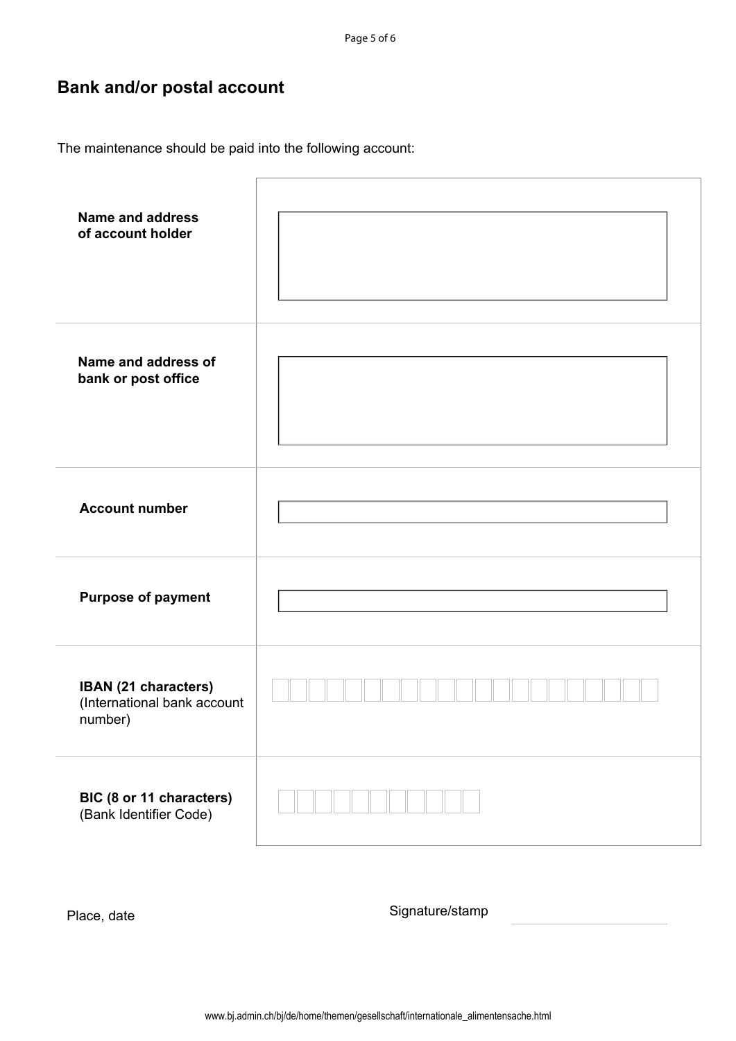## Bank and/or postal account

The maintenance should be paid into the following account:

| | |
|---|---|
| **Name and address of account holder** | |
| **Name and address of bank or post office** | |
| **Account number** | |
| **Purpose of payment** | |
| **IBAN (21 characters)** (International bank account number) | |
| **BIC (8 or 11 characters)** (Bank Identifier Code) | |

Place, date

Signature/stamp

www.bj.admin.ch/bj/de/home/themen/gesellschaft/internationale_alimentensache.html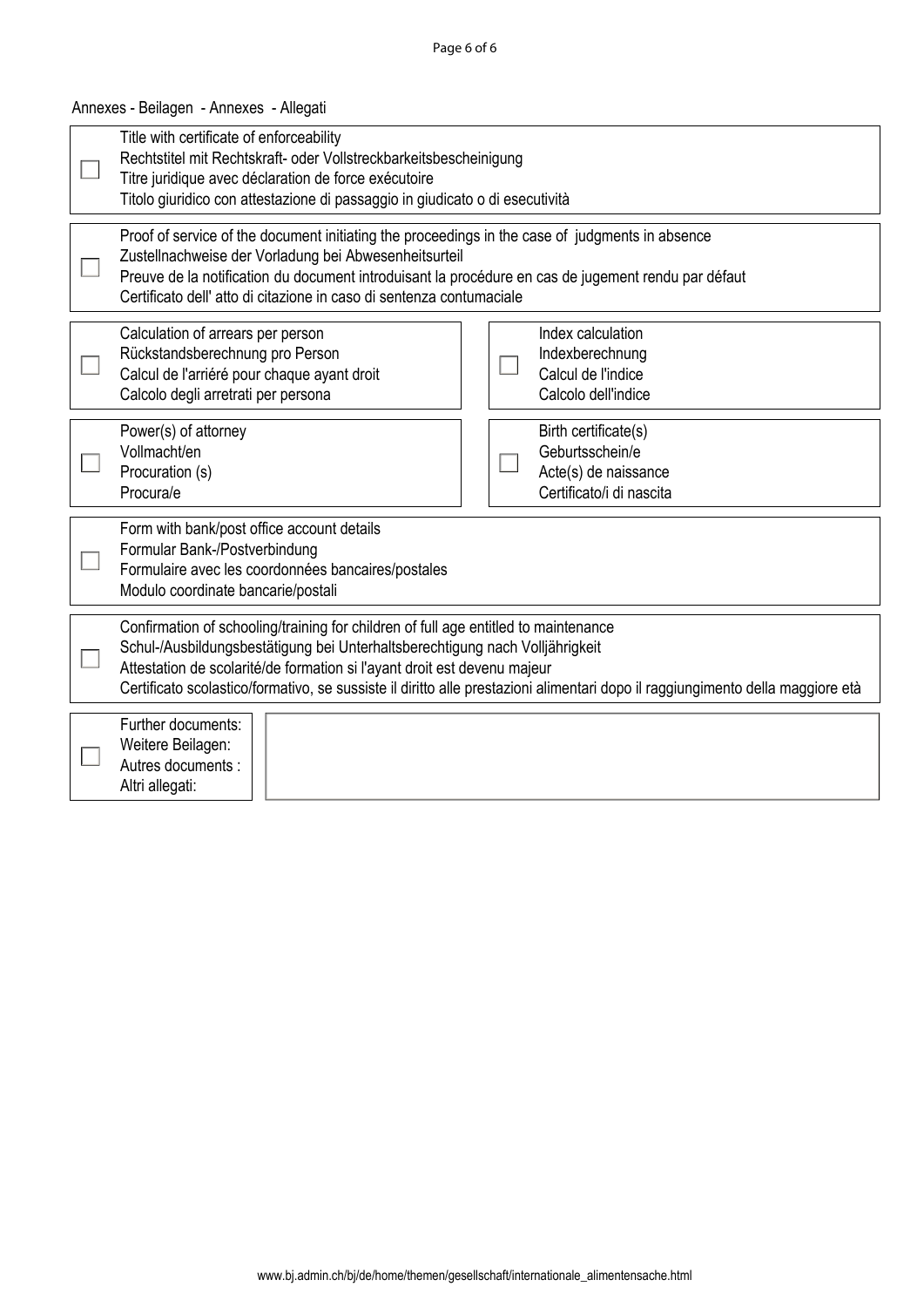Annexes - Beilagen - Annexes - Allegati

☐ Title with certificate of enforceability
Rechtstitel mit Rechtskraft- oder Vollstreckbarkeitsbescheinigung
Titre juridique avec déclaration de force exécutoire
Titolo giuridico con attestazione di passaggio in giudicato o di esecutività

☐ Proof of service of the document initiating the proceedings in the case of judgments in absence
Zustellnachweise der Vorladung bei Abwesenheitsurteil
Preuve de la notification du document introduisant la procédure en cas de jugement rendu par défaut
Certificato dell' atto di citazione in caso di sentenza contumaciale

☐ Calculation of arrears per person
Rückstandsberechnung pro Person
Calcul de l'arriéré pour chaque ayant droit
Calcolo degli arretrati per persona

☐ Index calculation
Indexberechnung
Calcul de l'indice
Calcolo dell'indice

☐ Power(s) of attorney
Vollmacht/en
Procuration (s)
Procura/e

☐ Birth certificate(s)
Geburtsschein/e
Acte(s) de naissance
Certificato/i di nascita

☐ Form with bank/post office account details
Formular Bank-/Postverbindung
Formulaire avec les coordonnées bancaires/postales
Modulo coordinate bancarie/postali

☐ Confirmation of schooling/training for children of full age entitled to maintenance
Schul-/Ausbildungsbestätigung bei Unterhaltsberechtigung nach Volljährigkeit
Attestation de scolarité/de formation si l'ayant droit est devenu majeur
Certificato scolastico/formativo, se sussiste il diritto alle prestazioni alimentari dopo il raggiungimento della maggiore età

☐ Further documents:
Weitere Beilagen:
Autres documents :
Altri allegati:

www.bj.admin.ch/bj/de/home/themen/gesellschaft/internationale_alimentensache.html